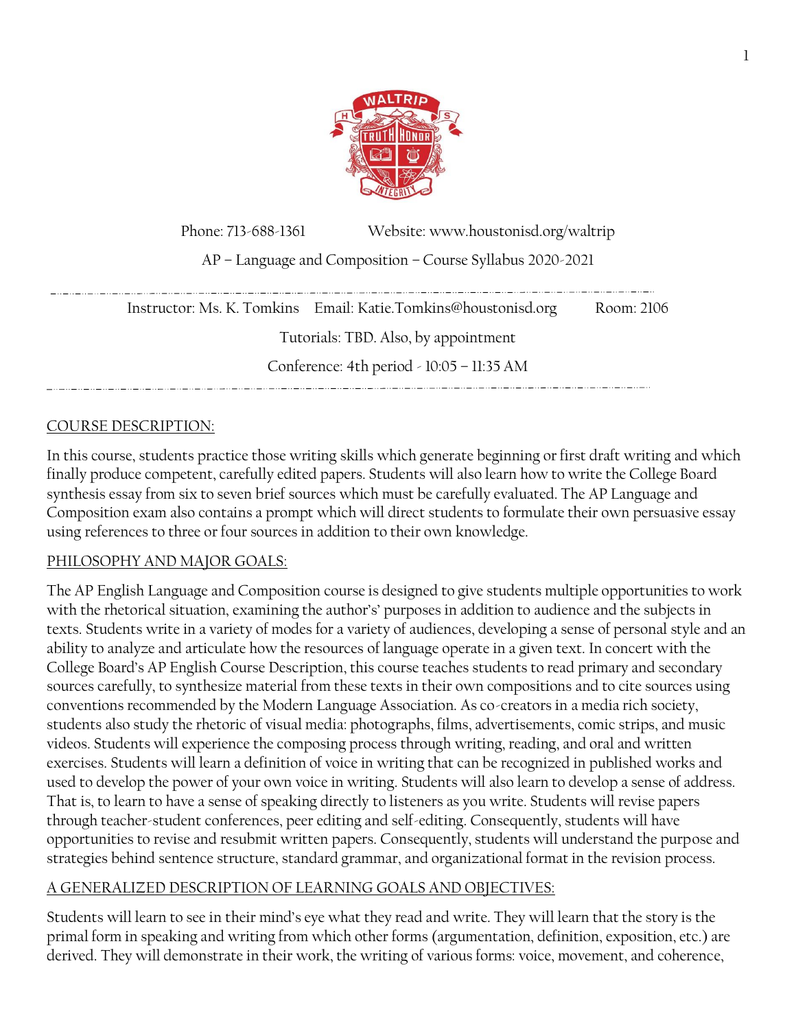Phone: 713-688-1361 Website: www.houstonisd.org/waltrip

AP – Language and Composition – Course Syllabus 2020-2021

---

Instructor: Ms. K. Tomkins Email: Katie.Tomkins@houstonisd.org Room: 2106

Tutorials: TBD. Also, by appointment

Conference: 4th period - 10:05 – 11:35 AM

---

## COURSE DESCRIPTION:

In this course, students practice those writing skills which generate beginning or first draft writing and which finally produce competent, carefully edited papers. Students will also learn how to write the College Board synthesis essay from six to seven brief sources which must be carefully evaluated. The AP Language and Composition exam also contains a prompt which will direct students to formulate their own persuasive essay using references to three or four sources in addition to their own knowledge.

## PHILOSOPHY AND MAJOR GOALS:

The AP English Language and Composition course is designed to give students multiple opportunities to work with the rhetorical situation, examining the author's' purposes in addition to audience and the subjects in texts. Students write in a variety of modes for a variety of audiences, developing a sense of personal style and an ability to analyze and articulate how the resources of language operate in a given text. In concert with the College Board's AP English Course Description, this course teaches students to read primary and secondary sources carefully, to synthesize material from these texts in their own compositions and to cite sources using conventions recommended by the Modern Language Association. As co-creators in a media rich society, students also study the rhetoric of visual media: photographs, films, advertisements, comic strips, and music videos. Students will experience the composing process through writing, reading, and oral and written exercises. Students will learn a definition of voice in writing that can be recognized in published works and used to develop the power of your own voice in writing. Students will also learn to develop a sense of address. That is, to learn to have a sense of speaking directly to listeners as you write. Students will revise papers through teacher-student conferences, peer editing and self-editing. Consequently, students will have opportunities to revise and resubmit written papers. Consequently, students will understand the purpose and strategies behind sentence structure, standard grammar, and organizational format in the revision process.

## A GENERALIZED DESCRIPTION OF LEARNING GOALS AND OBJECTIVES:

Students will learn to see in their mind's eye what they read and write. They will learn that the story is the primal form in speaking and writing from which other forms (argumentation, definition, exposition, etc.) are derived. They will demonstrate in their work, the writing of various forms: voice, movement, and coherence,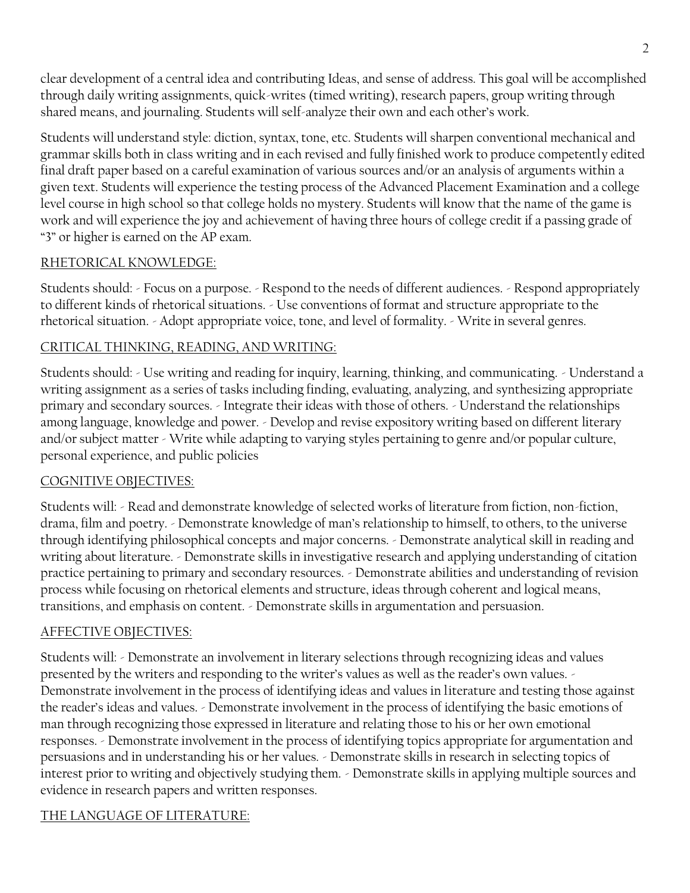clear development of a central idea and contributing Ideas, and sense of address. This goal will be accomplished through daily writing assignments, quick-writes (timed writing), research papers, group writing through shared means, and journaling. Students will self-analyze their own and each other's work.

Students will understand style: diction, syntax, tone, etc. Students will sharpen conventional mechanical and grammar skills both in class writing and in each revised and fully finished work to produce competently edited final draft paper based on a careful examination of various sources and/or an analysis of arguments within a given text. Students will experience the testing process of the Advanced Placement Examination and a college level course in high school so that college holds no mystery. Students will know that the name of the game is work and will experience the joy and achievement of having three hours of college credit if a passing grade of "3" or higher is earned on the AP exam.

## RHETORICAL KNOWLEDGE:

Students should: - Focus on a purpose. - Respond to the needs of different audiences. - Respond appropriately to different kinds of rhetorical situations. - Use conventions of format and structure appropriate to the rhetorical situation. - Adopt appropriate voice, tone, and level of formality. - Write in several genres.

## CRITICAL THINKING, READING, AND WRITING:

Students should: - Use writing and reading for inquiry, learning, thinking, and communicating. - Understand a writing assignment as a series of tasks including finding, evaluating, analyzing, and synthesizing appropriate primary and secondary sources. - Integrate their ideas with those of others. - Understand the relationships among language, knowledge and power. - Develop and revise expository writing based on different literary and/or subject matter - Write while adapting to varying styles pertaining to genre and/or popular culture, personal experience, and public policies

## COGNITIVE OBJECTIVES:

Students will: - Read and demonstrate knowledge of selected works of literature from fiction, non-fiction, drama, film and poetry. - Demonstrate knowledge of man's relationship to himself, to others, to the universe through identifying philosophical concepts and major concerns. - Demonstrate analytical skill in reading and writing about literature. - Demonstrate skills in investigative research and applying understanding of citation practice pertaining to primary and secondary resources. - Demonstrate abilities and understanding of revision process while focusing on rhetorical elements and structure, ideas through coherent and logical means, transitions, and emphasis on content. - Demonstrate skills in argumentation and persuasion.

## AFFECTIVE OBJECTIVES:

Students will: - Demonstrate an involvement in literary selections through recognizing ideas and values presented by the writers and responding to the writer's values as well as the reader's own values. - Demonstrate involvement in the process of identifying ideas and values in literature and testing those against the reader's ideas and values. - Demonstrate involvement in the process of identifying the basic emotions of man through recognizing those expressed in literature and relating those to his or her own emotional responses. - Demonstrate involvement in the process of identifying topics appropriate for argumentation and persuasions and in understanding his or her values. - Demonstrate skills in research in selecting topics of interest prior to writing and objectively studying them. - Demonstrate skills in applying multiple sources and evidence in research papers and written responses.

## THE LANGUAGE OF LITERATURE: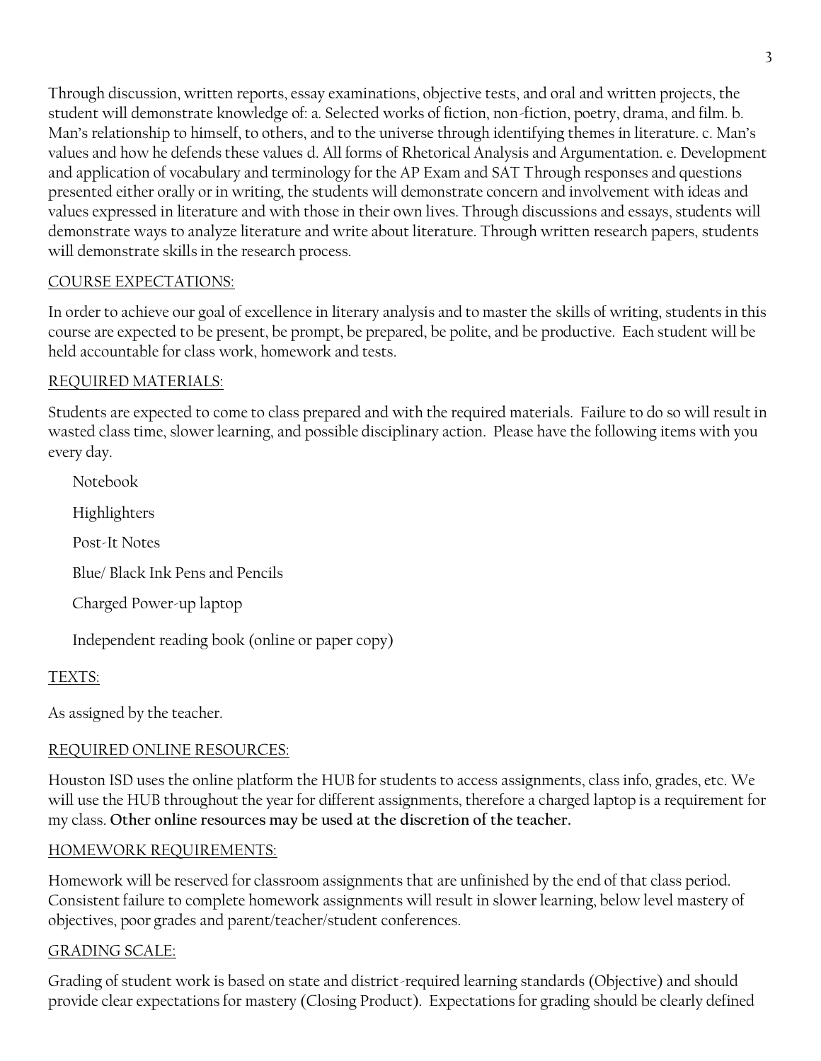Through discussion, written reports, essay examinations, objective tests, and oral and written projects, the student will demonstrate knowledge of: a. Selected works of fiction, non-fiction, poetry, drama, and film. b. Man's relationship to himself, to others, and to the universe through identifying themes in literature. c. Man's values and how he defends these values d. All forms of Rhetorical Analysis and Argumentation. e. Development and application of vocabulary and terminology for the AP Exam and SAT Through responses and questions presented either orally or in writing, the students will demonstrate concern and involvement with ideas and values expressed in literature and with those in their own lives. Through discussions and essays, students will demonstrate ways to analyze literature and write about literature. Through written research papers, students will demonstrate skills in the research process.

## COURSE EXPECTATIONS:

In order to achieve our goal of excellence in literary analysis and to master the skills of writing, students in this course are expected to be present, be prompt, be prepared, be polite, and be productive. Each student will be held accountable for class work, homework and tests.

## REQUIRED MATERIALS:

Students are expected to come to class prepared and with the required materials. Failure to do so will result in wasted class time, slower learning, and possible disciplinary action. Please have the following items with you every day.

- Notebook
- Highlighters
- Post-It Notes
- Blue/ Black Ink Pens and Pencils
- Charged Power-up laptop
- Independent reading book (online or paper copy)

## TEXTS:

As assigned by the teacher.

## REQUIRED ONLINE RESOURCES:

Houston ISD uses the online platform the HUB for students to access assignments, class info, grades, etc. We will use the HUB throughout the year for different assignments, therefore a charged laptop is a requirement for my class. **Other online resources may be used at the discretion of the teacher.**

## HOMEWORK REQUIREMENTS:

Homework will be reserved for classroom assignments that are unfinished by the end of that class period. Consistent failure to complete homework assignments will result in slower learning, below level mastery of objectives, poor grades and parent/teacher/student conferences.

## GRADING SCALE:

Grading of student work is based on state and district-required learning standards (Objective) and should provide clear expectations for mastery (Closing Product). Expectations for grading should be clearly defined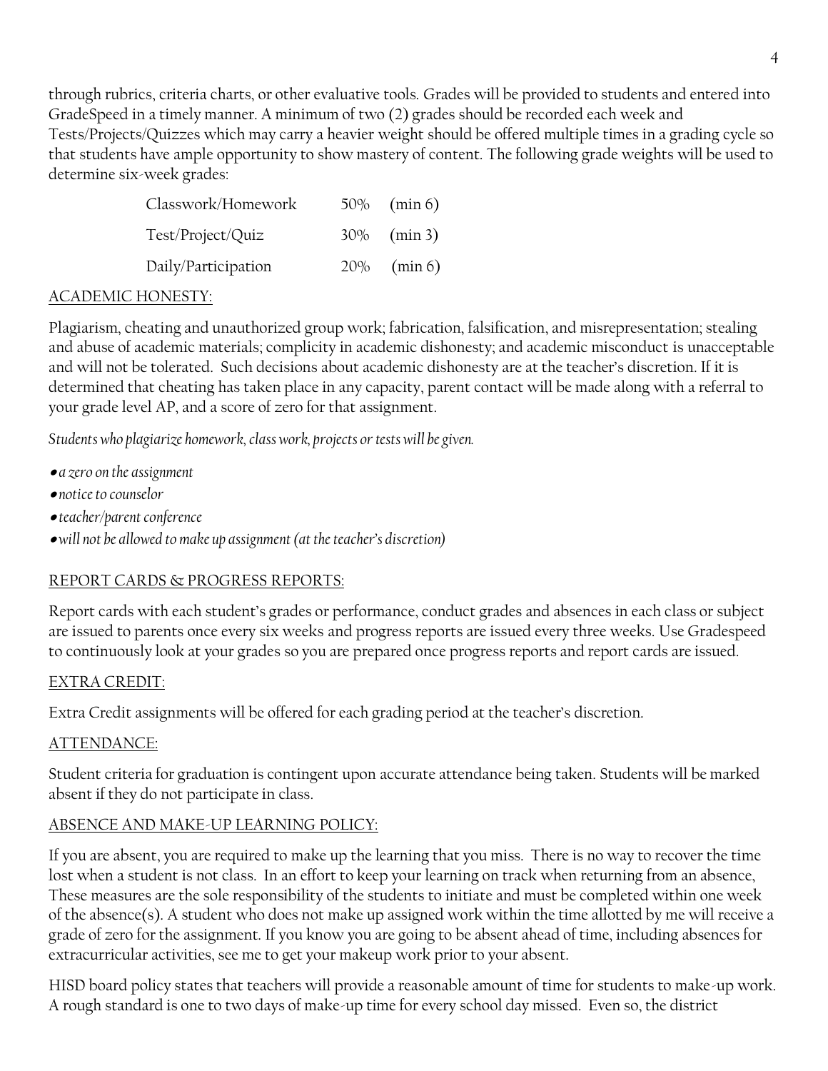through rubrics, criteria charts, or other evaluative tools. Grades will be provided to students and entered into GradeSpeed in a timely manner. A minimum of two (2) grades should be recorded each week and Tests/Projects/Quizzes which may carry a heavier weight should be offered multiple times in a grading cycle so that students have ample opportunity to show mastery of content. The following grade weights will be used to determine six-week grades:

| | | |
|---|---|---|
| Classwork/Homework | 50% | (min 6) |
| Test/Project/Quiz | 30% | (min 3) |
| Daily/Participation | 20% | (min 6) |

ACADEMIC HONESTY:

Plagiarism, cheating and unauthorized group work; fabrication, falsification, and misrepresentation; stealing and abuse of academic materials; complicity in academic dishonesty; and academic misconduct is unacceptable and will not be tolerated. Such decisions about academic dishonesty are at the teacher's discretion. If it is determined that cheating has taken place in any capacity, parent contact will be made along with a referral to your grade level AP, and a score of zero for that assignment.

*Students who plagiarize homework, class work, projects or tests will be given.*

- *a zero on the assignment*
- *notice to counselor*
- *teacher/parent conference*
- *will not be allowed to make up assignment (at the teacher's discretion)*

REPORT CARDS & PROGRESS REPORTS:

Report cards with each student's grades or performance, conduct grades and absences in each class or subject are issued to parents once every six weeks and progress reports are issued every three weeks. Use Gradespeed to continuously look at your grades so you are prepared once progress reports and report cards are issued.

EXTRA CREDIT:

Extra Credit assignments will be offered for each grading period at the teacher's discretion.

ATTENDANCE:

Student criteria for graduation is contingent upon accurate attendance being taken. Students will be marked absent if they do not participate in class.

ABSENCE AND MAKE-UP LEARNING POLICY:

If you are absent, you are required to make up the learning that you miss. There is no way to recover the time lost when a student is not class. In an effort to keep your learning on track when returning from an absence, These measures are the sole responsibility of the students to initiate and must be completed within one week of the absence(s). A student who does not make up assigned work within the time allotted by me will receive a grade of zero for the assignment. If you know you are going to be absent ahead of time, including absences for extracurricular activities, see me to get your makeup work prior to your absent.

HISD board policy states that teachers will provide a reasonable amount of time for students to make-up work. A rough standard is one to two days of make-up time for every school day missed. Even so, the district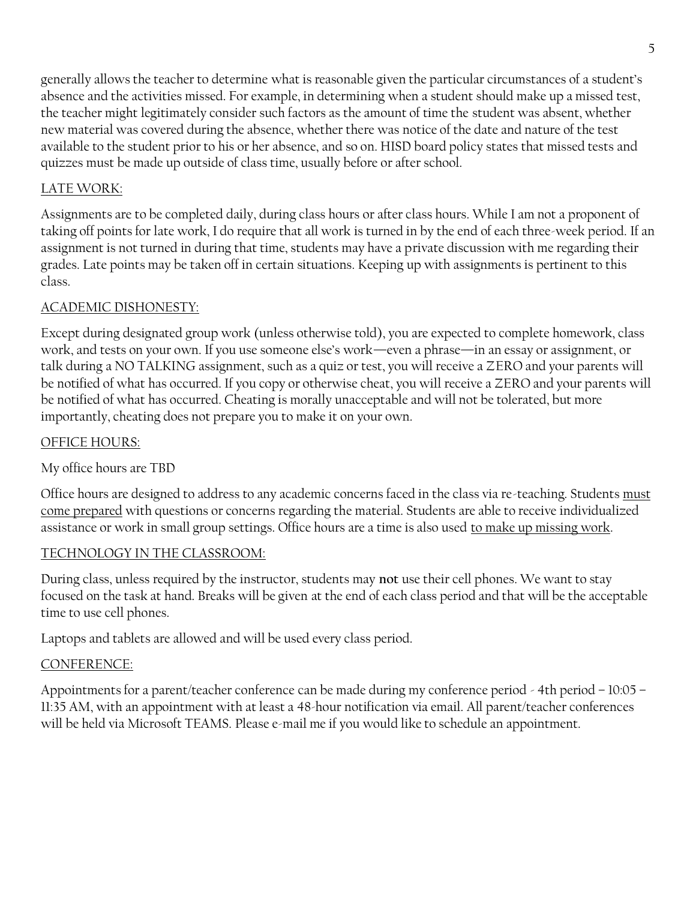generally allows the teacher to determine what is reasonable given the particular circumstances of a student's absence and the activities missed. For example, in determining when a student should make up a missed test, the teacher might legitimately consider such factors as the amount of time the student was absent, whether new material was covered during the absence, whether there was notice of the date and nature of the test available to the student prior to his or her absence, and so on. HISD board policy states that missed tests and quizzes must be made up outside of class time, usually before or after school.

## LATE WORK:

Assignments are to be completed daily, during class hours or after class hours. While I am not a proponent of taking off points for late work, I do require that all work is turned in by the end of each three-week period. If an assignment is not turned in during that time, students may have a private discussion with me regarding their grades. Late points may be taken off in certain situations. Keeping up with assignments is pertinent to this class.

## ACADEMIC DISHONESTY:

Except during designated group work (unless otherwise told), you are expected to complete homework, class work, and tests on your own. If you use someone else's work—even a phrase—in an essay or assignment, or talk during a NO TALKING assignment, such as a quiz or test, you will receive a ZERO and your parents will be notified of what has occurred. If you copy or otherwise cheat, you will receive a ZERO and your parents will be notified of what has occurred. Cheating is morally unacceptable and will not be tolerated, but more importantly, cheating does not prepare you to make it on your own.

## OFFICE HOURS:

My office hours are TBD

Office hours are designed to address to any academic concerns faced in the class via re-teaching. Students <u>must come prepared</u> with questions or concerns regarding the material. Students are able to receive individualized assistance or work in small group settings. Office hours are a time is also used <u>to make up missing work</u>.

## TECHNOLOGY IN THE CLASSROOM:

During class, unless required by the instructor, students may **not** use their cell phones. We want to stay focused on the task at hand. Breaks will be given at the end of each class period and that will be the acceptable time to use cell phones.

Laptops and tablets are allowed and will be used every class period.

## CONFERENCE:

Appointments for a parent/teacher conference can be made during my conference period - 4th period – 10:05 – 11:35 AM, with an appointment with at least a 48-hour notification via email. All parent/teacher conferences will be held via Microsoft TEAMS. Please e-mail me if you would like to schedule an appointment.